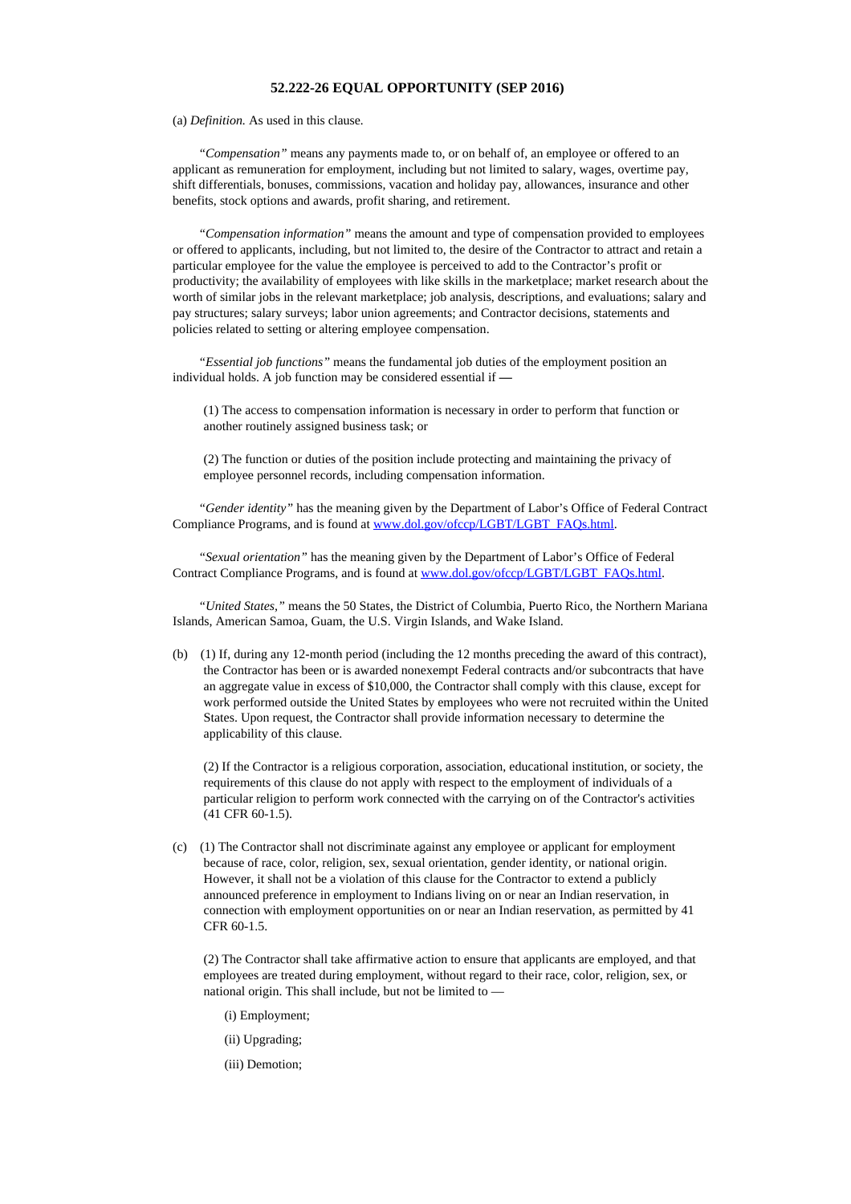# 52.222-26 EQUAL OPPORTUNITY (SEP 2016)

(a) *Definition.* As used in this clause.

*"Compensation"* means any payments made to, or on behalf of, an employee or offered to an applicant as remuneration for employment, including but not limited to salary, wages, overtime pay, shift differentials, bonuses, commissions, vacation and holiday pay, allowances, insurance and other benefits, stock options and awards, profit sharing, and retirement.

*"Compensation information"* means the amount and type of compensation provided to employees or offered to applicants, including, but not limited to, the desire of the Contractor to attract and retain a particular employee for the value the employee is perceived to add to the Contractor's profit or productivity; the availability of employees with like skills in the marketplace; market research about the worth of similar jobs in the relevant marketplace; job analysis, descriptions, and evaluations; salary and pay structures; salary surveys; labor union agreements; and Contractor decisions, statements and policies related to setting or altering employee compensation.

*"Essential job functions"* means the fundamental job duties of the employment position an individual holds. A job function may be considered essential if —

(1) The access to compensation information is necessary in order to perform that function or another routinely assigned business task; or

(2) The function or duties of the position include protecting and maintaining the privacy of employee personnel records, including compensation information.

*"Gender identity"* has the meaning given by the Department of Labor's Office of Federal Contract Compliance Programs, and is found at [www.dol.gov/ofccp/LGBT/LGBT_FAQs.html](www.dol.gov/ofccp/LGBT/LGBT_FAQs.html).

*"Sexual orientation"* has the meaning given by the Department of Labor's Office of Federal Contract Compliance Programs, and is found at [www.dol.gov/ofccp/LGBT/LGBT_FAQs.html](www.dol.gov/ofccp/LGBT/LGBT_FAQs.html).

*"United States,"* means the 50 States, the District of Columbia, Puerto Rico, the Northern Mariana Islands, American Samoa, Guam, the U.S. Virgin Islands, and Wake Island.

(b) (1) If, during any 12-month period (including the 12 months preceding the award of this contract), the Contractor has been or is awarded nonexempt Federal contracts and/or subcontracts that have an aggregate value in excess of $10,000, the Contractor shall comply with this clause, except for work performed outside the United States by employees who were not recruited within the United States. Upon request, the Contractor shall provide information necessary to determine the applicability of this clause.

(2) If the Contractor is a religious corporation, association, educational institution, or society, the requirements of this clause do not apply with respect to the employment of individuals of a particular religion to perform work connected with the carrying on of the Contractor's activities (41 CFR 60-1.5).

(c) (1) The Contractor shall not discriminate against any employee or applicant for employment because of race, color, religion, sex, sexual orientation, gender identity, or national origin. However, it shall not be a violation of this clause for the Contractor to extend a publicly announced preference in employment to Indians living on or near an Indian reservation, in connection with employment opportunities on or near an Indian reservation, as permitted by 41 CFR 60-1.5.

(2) The Contractor shall take affirmative action to ensure that applicants are employed, and that employees are treated during employment, without regard to their race, color, religion, sex, or national origin. This shall include, but not be limited to —

(i) Employment;

(ii) Upgrading;

(iii) Demotion;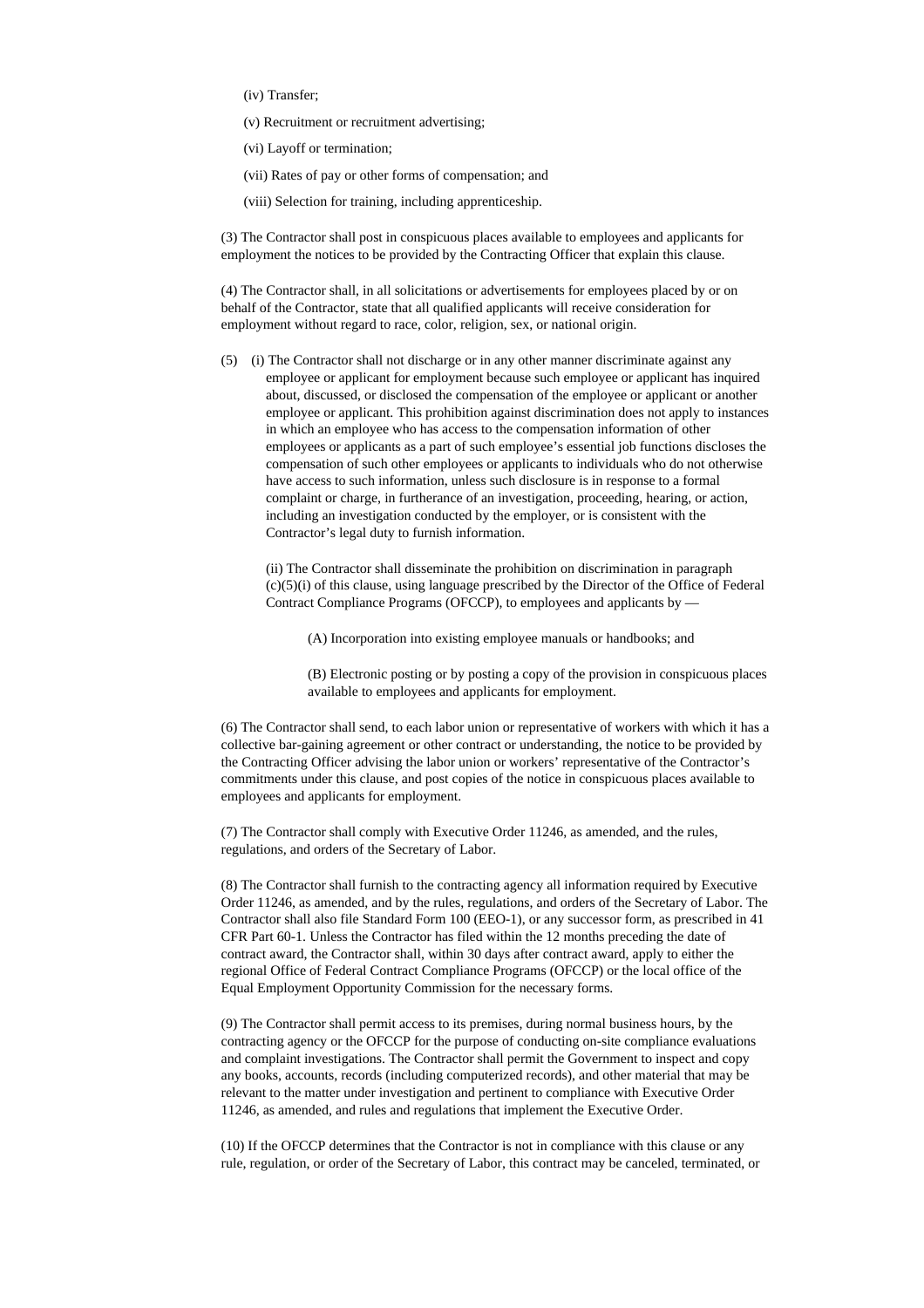(iv) Transfer;

(v) Recruitment or recruitment advertising;

(vi) Layoff or termination;

(vii) Rates of pay or other forms of compensation; and

(viii) Selection for training, including apprenticeship.

(3) The Contractor shall post in conspicuous places available to employees and applicants for employment the notices to be provided by the Contracting Officer that explain this clause.

(4) The Contractor shall, in all solicitations or advertisements for employees placed by or on behalf of the Contractor, state that all qualified applicants will receive consideration for employment without regard to race, color, religion, sex, or national origin.

(5) (i) The Contractor shall not discharge or in any other manner discriminate against any employee or applicant for employment because such employee or applicant has inquired about, discussed, or disclosed the compensation of the employee or applicant or another employee or applicant. This prohibition against discrimination does not apply to instances in which an employee who has access to the compensation information of other employees or applicants as a part of such employee's essential job functions discloses the compensation of such other employees or applicants to individuals who do not otherwise have access to such information, unless such disclosure is in response to a formal complaint or charge, in furtherance of an investigation, proceeding, hearing, or action, including an investigation conducted by the employer, or is consistent with the Contractor's legal duty to furnish information.

(ii) The Contractor shall disseminate the prohibition on discrimination in paragraph (c)(5)(i) of this clause, using language prescribed by the Director of the Office of Federal Contract Compliance Programs (OFCCP), to employees and applicants by —

(A) Incorporation into existing employee manuals or handbooks; and

(B) Electronic posting or by posting a copy of the provision in conspicuous places available to employees and applicants for employment.

(6) The Contractor shall send, to each labor union or representative of workers with which it has a collective bar-gaining agreement or other contract or understanding, the notice to be provided by the Contracting Officer advising the labor union or workers' representative of the Contractor's commitments under this clause, and post copies of the notice in conspicuous places available to employees and applicants for employment.

(7) The Contractor shall comply with Executive Order 11246, as amended, and the rules, regulations, and orders of the Secretary of Labor.

(8) The Contractor shall furnish to the contracting agency all information required by Executive Order 11246, as amended, and by the rules, regulations, and orders of the Secretary of Labor. The Contractor shall also file Standard Form 100 (EEO-1), or any successor form, as prescribed in 41 CFR Part 60-1. Unless the Contractor has filed within the 12 months preceding the date of contract award, the Contractor shall, within 30 days after contract award, apply to either the regional Office of Federal Contract Compliance Programs (OFCCP) or the local office of the Equal Employment Opportunity Commission for the necessary forms.

(9) The Contractor shall permit access to its premises, during normal business hours, by the contracting agency or the OFCCP for the purpose of conducting on-site compliance evaluations and complaint investigations. The Contractor shall permit the Government to inspect and copy any books, accounts, records (including computerized records), and other material that may be relevant to the matter under investigation and pertinent to compliance with Executive Order 11246, as amended, and rules and regulations that implement the Executive Order.

(10) If the OFCCP determines that the Contractor is not in compliance with this clause or any rule, regulation, or order of the Secretary of Labor, this contract may be canceled, terminated, or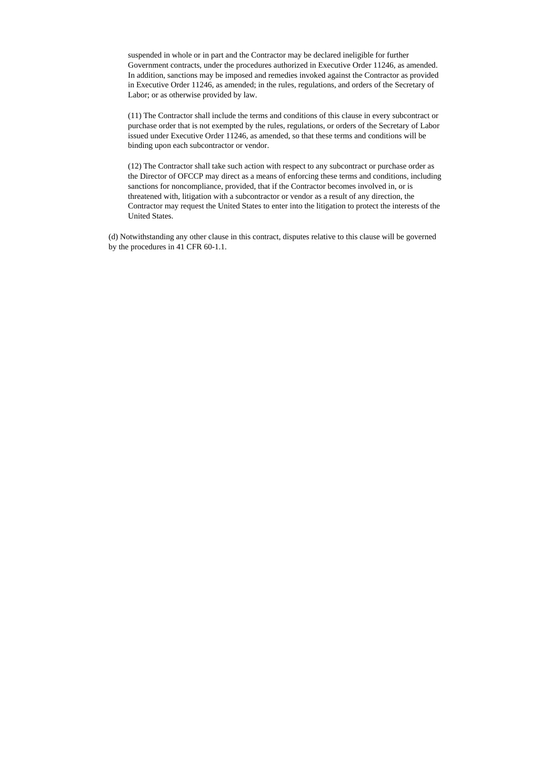suspended in whole or in part and the Contractor may be declared ineligible for further Government contracts, under the procedures authorized in Executive Order 11246, as amended. In addition, sanctions may be imposed and remedies invoked against the Contractor as provided in Executive Order 11246, as amended; in the rules, regulations, and orders of the Secretary of Labor; or as otherwise provided by law.

(11) The Contractor shall include the terms and conditions of this clause in every subcontract or purchase order that is not exempted by the rules, regulations, or orders of the Secretary of Labor issued under Executive Order 11246, as amended, so that these terms and conditions will be binding upon each subcontractor or vendor.

(12) The Contractor shall take such action with respect to any subcontract or purchase order as the Director of OFCCP may direct as a means of enforcing these terms and conditions, including sanctions for noncompliance, provided, that if the Contractor becomes involved in, or is threatened with, litigation with a subcontractor or vendor as a result of any direction, the Contractor may request the United States to enter into the litigation to protect the interests of the United States.

(d) Notwithstanding any other clause in this contract, disputes relative to this clause will be governed by the procedures in 41 CFR 60-1.1.